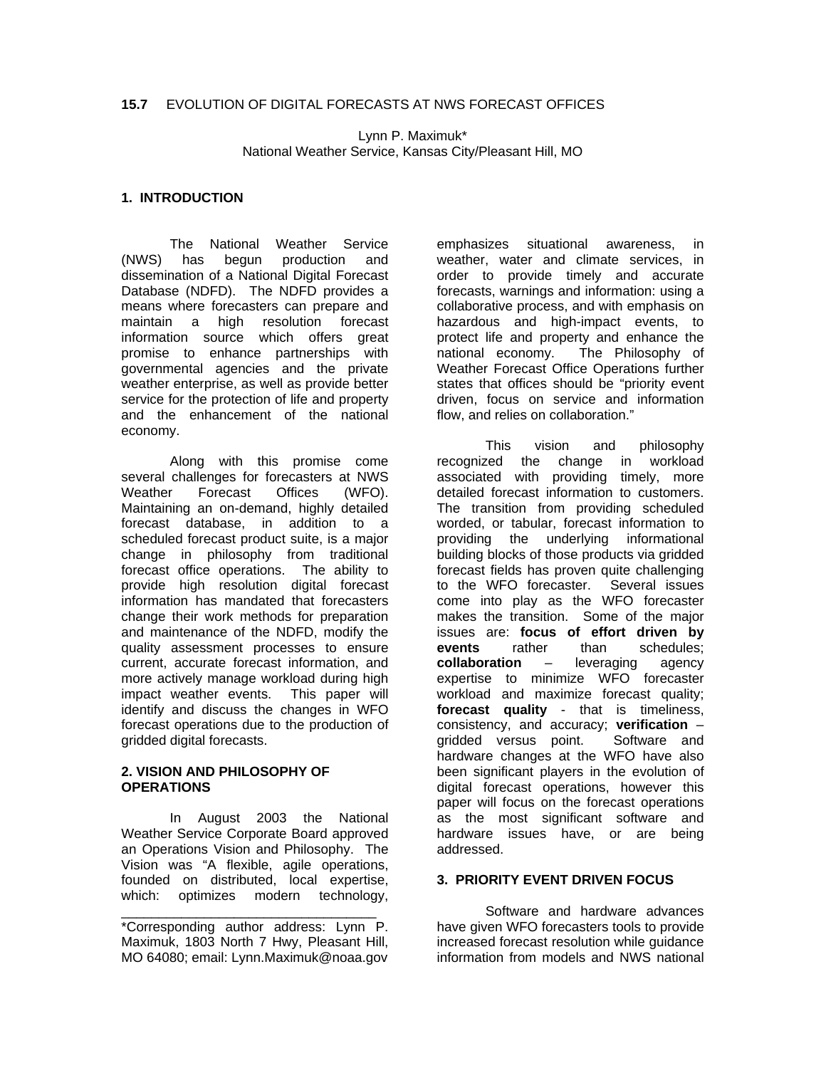**15.7** EVOLUTION OF DIGITAL FORECASTS AT NWS FORECAST OFFICES

Lynn P. Maximuk*
National Weather Service, Kansas City/Pleasant Hill, MO

## 1. INTRODUCTION

The National Weather Service (NWS) has begun production and dissemination of a National Digital Forecast Database (NDFD). The NDFD provides a means where forecasters can prepare and maintain a high resolution forecast information source which offers great promise to enhance partnerships with governmental agencies and the private weather enterprise, as well as provide better service for the protection of life and property and the enhancement of the national economy.

Along with this promise come several challenges for forecasters at NWS Weather Forecast Offices (WFO). Maintaining an on-demand, highly detailed forecast database, in addition to a scheduled forecast product suite, is a major change in philosophy from traditional forecast office operations. The ability to provide high resolution digital forecast information has mandated that forecasters change their work methods for preparation and maintenance of the NDFD, modify the quality assessment processes to ensure current, accurate forecast information, and more actively manage workload during high impact weather events. This paper will identify and discuss the changes in WFO forecast operations due to the production of gridded digital forecasts.

## 2. VISION AND PHILOSOPHY OF OPERATIONS

In August 2003 the National Weather Service Corporate Board approved an Operations Vision and Philosophy. The Vision was "A flexible, agile operations, founded on distributed, local expertise, which: optimizes modern technology, emphasizes situational awareness, in weather, water and climate services, in order to provide timely and accurate forecasts, warnings and information: using a collaborative process, and with emphasis on hazardous and high-impact events, to protect life and property and enhance the national economy. The Philosophy of Weather Forecast Office Operations further states that offices should be "priority event driven, focus on service and information flow, and relies on collaboration."

This vision and philosophy recognized the change in workload associated with providing timely, more detailed forecast information to customers. The transition from providing scheduled worded, or tabular, forecast information to providing the underlying informational building blocks of those products via gridded forecast fields has proven quite challenging to the WFO forecaster. Several issues come into play as the WFO forecaster makes the transition. Some of the major issues are: **focus of effort driven by events** rather than schedules; **collaboration** – leveraging agency expertise to minimize WFO forecaster workload and maximize forecast quality; **forecast quality** - that is timeliness, consistency, and accuracy; **verification** – gridded versus point. Software and hardware changes at the WFO have also been significant players in the evolution of digital forecast operations, however this paper will focus on the forecast operations as the most significant software and hardware issues have, or are being addressed.

## 3. PRIORITY EVENT DRIVEN FOCUS

Software and hardware advances have given WFO forecasters tools to provide increased forecast resolution while guidance information from models and NWS national

---

*Corresponding author address: Lynn P. Maximuk, 1803 North 7 Hwy, Pleasant Hill, MO 64080; email: Lynn.Maximuk@noaa.gov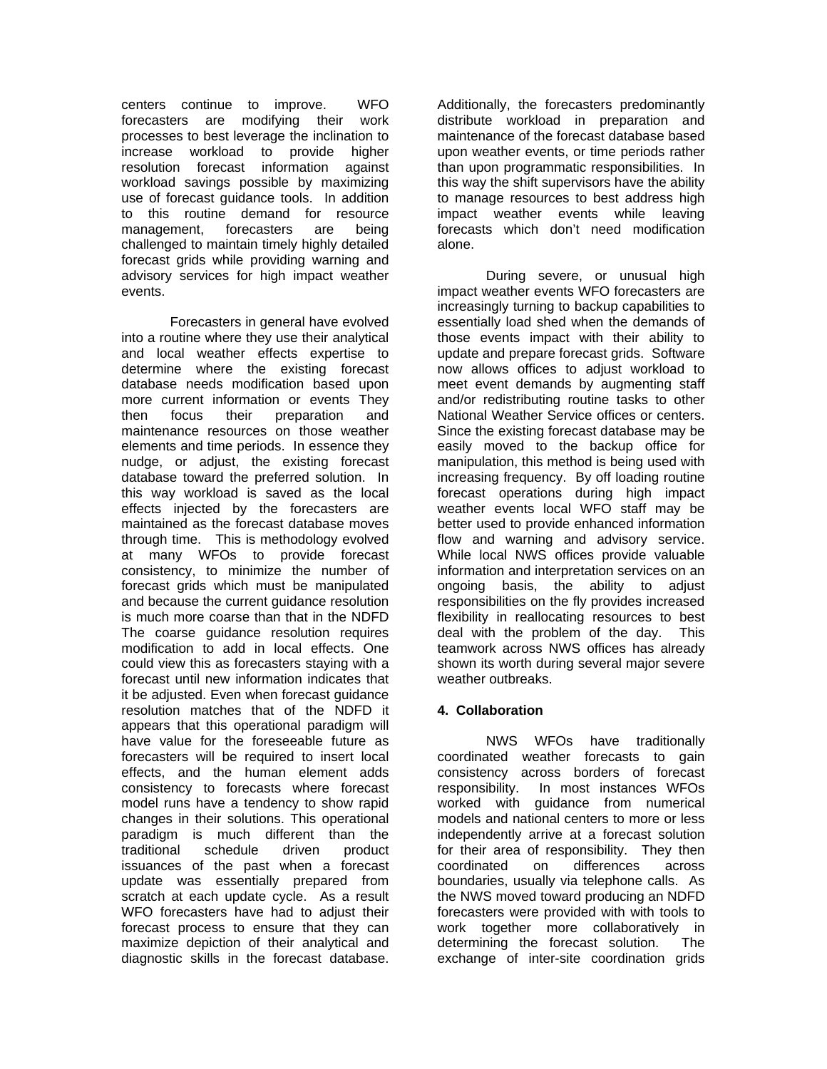centers continue to improve. WFO forecasters are modifying their work processes to best leverage the inclination to increase workload to provide higher resolution forecast information against workload savings possible by maximizing use of forecast guidance tools. In addition to this routine demand for resource management, forecasters are being challenged to maintain timely highly detailed forecast grids while providing warning and advisory services for high impact weather events.

Forecasters in general have evolved into a routine where they use their analytical and local weather effects expertise to determine where the existing forecast database needs modification based upon more current information or events They then focus their preparation and maintenance resources on those weather elements and time periods. In essence they nudge, or adjust, the existing forecast database toward the preferred solution. In this way workload is saved as the local effects injected by the forecasters are maintained as the forecast database moves through time. This is methodology evolved at many WFOs to provide forecast consistency, to minimize the number of forecast grids which must be manipulated and because the current guidance resolution is much more coarse than that in the NDFD The coarse guidance resolution requires modification to add in local effects. One could view this as forecasters staying with a forecast until new information indicates that it be adjusted. Even when forecast guidance resolution matches that of the NDFD it appears that this operational paradigm will have value for the foreseeable future as forecasters will be required to insert local effects, and the human element adds consistency to forecasts where forecast model runs have a tendency to show rapid changes in their solutions. This operational paradigm is much different than the traditional schedule driven product issuances of the past when a forecast update was essentially prepared from scratch at each update cycle. As a result WFO forecasters have had to adjust their forecast process to ensure that they can maximize depiction of their analytical and diagnostic skills in the forecast database. Additionally, the forecasters predominantly distribute workload in preparation and maintenance of the forecast database based upon weather events, or time periods rather than upon programmatic responsibilities. In this way the shift supervisors have the ability to manage resources to best address high impact weather events while leaving forecasts which don't need modification alone.

During severe, or unusual high impact weather events WFO forecasters are increasingly turning to backup capabilities to essentially load shed when the demands of those events impact with their ability to update and prepare forecast grids. Software now allows offices to adjust workload to meet event demands by augmenting staff and/or redistributing routine tasks to other National Weather Service offices or centers. Since the existing forecast database may be easily moved to the backup office for manipulation, this method is being used with increasing frequency. By off loading routine forecast operations during high impact weather events local WFO staff may be better used to provide enhanced information flow and warning and advisory service. While local NWS offices provide valuable information and interpretation services on an ongoing basis, the ability to adjust responsibilities on the fly provides increased flexibility in reallocating resources to best deal with the problem of the day. This teamwork across NWS offices has already shown its worth during several major severe weather outbreaks.

## 4. Collaboration

NWS WFOs have traditionally coordinated weather forecasts to gain consistency across borders of forecast responsibility. In most instances WFOs worked with guidance from numerical models and national centers to more or less independently arrive at a forecast solution for their area of responsibility. They then coordinated on differences across boundaries, usually via telephone calls. As the NWS moved toward producing an NDFD forecasters were provided with with tools to work together more collaboratively in determining the forecast solution. The exchange of inter-site coordination grids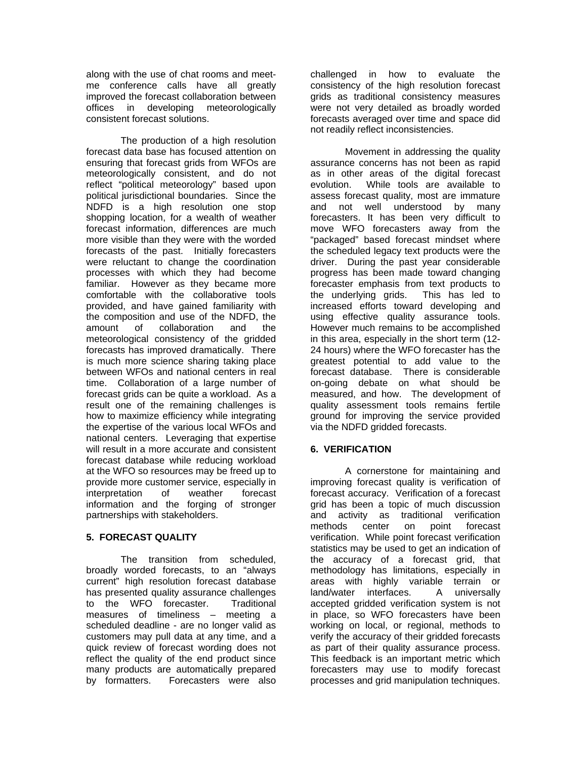along with the use of chat rooms and meet-me conference calls have all greatly improved the forecast collaboration between offices in developing meteorologically consistent forecast solutions.

The production of a high resolution forecast data base has focused attention on ensuring that forecast grids from WFOs are meteorologically consistent, and do not reflect "political meteorology" based upon political jurisdictional boundaries. Since the NDFD is a high resolution one stop shopping location, for a wealth of weather forecast information, differences are much more visible than they were with the worded forecasts of the past. Initially forecasters were reluctant to change the coordination processes with which they had become familiar. However as they became more comfortable with the collaborative tools provided, and have gained familiarity with the composition and use of the NDFD, the amount of collaboration and the meteorological consistency of the gridded forecasts has improved dramatically. There is much more science sharing taking place between WFOs and national centers in real time. Collaboration of a large number of forecast grids can be quite a workload. As a result one of the remaining challenges is how to maximize efficiency while integrating the expertise of the various local WFOs and national centers. Leveraging that expertise will result in a more accurate and consistent forecast database while reducing workload at the WFO so resources may be freed up to provide more customer service, especially in interpretation of weather forecast information and the forging of stronger partnerships with stakeholders.

## 5. FORECAST QUALITY

The transition from scheduled, broadly worded forecasts, to an "always current" high resolution forecast database has presented quality assurance challenges to the WFO forecaster. Traditional measures of timeliness – meeting a scheduled deadline - are no longer valid as customers may pull data at any time, and a quick review of forecast wording does not reflect the quality of the end product since many products are automatically prepared by formatters. Forecasters were also challenged in how to evaluate the consistency of the high resolution forecast grids as traditional consistency measures were not very detailed as broadly worded forecasts averaged over time and space did not readily reflect inconsistencies.

Movement in addressing the quality assurance concerns has not been as rapid as in other areas of the digital forecast evolution. While tools are available to assess forecast quality, most are immature and not well understood by many forecasters. It has been very difficult to move WFO forecasters away from the "packaged" based forecast mindset where the scheduled legacy text products were the driver. During the past year considerable progress has been made toward changing forecaster emphasis from text products to the underlying grids. This has led to increased efforts toward developing and using effective quality assurance tools. However much remains to be accomplished in this area, especially in the short term (12-24 hours) where the WFO forecaster has the greatest potential to add value to the forecast database. There is considerable on-going debate on what should be measured, and how. The development of quality assessment tools remains fertile ground for improving the service provided via the NDFD gridded forecasts.

## 6. VERIFICATION

A cornerstone for maintaining and improving forecast quality is verification of forecast accuracy. Verification of a forecast grid has been a topic of much discussion and activity as traditional verification methods center on point forecast verification. While point forecast verification statistics may be used to get an indication of the accuracy of a forecast grid, that methodology has limitations, especially in areas with highly variable terrain or land/water interfaces. A universally accepted gridded verification system is not in place, so WFO forecasters have been working on local, or regional, methods to verify the accuracy of their gridded forecasts as part of their quality assurance process. This feedback is an important metric which forecasters may use to modify forecast processes and grid manipulation techniques.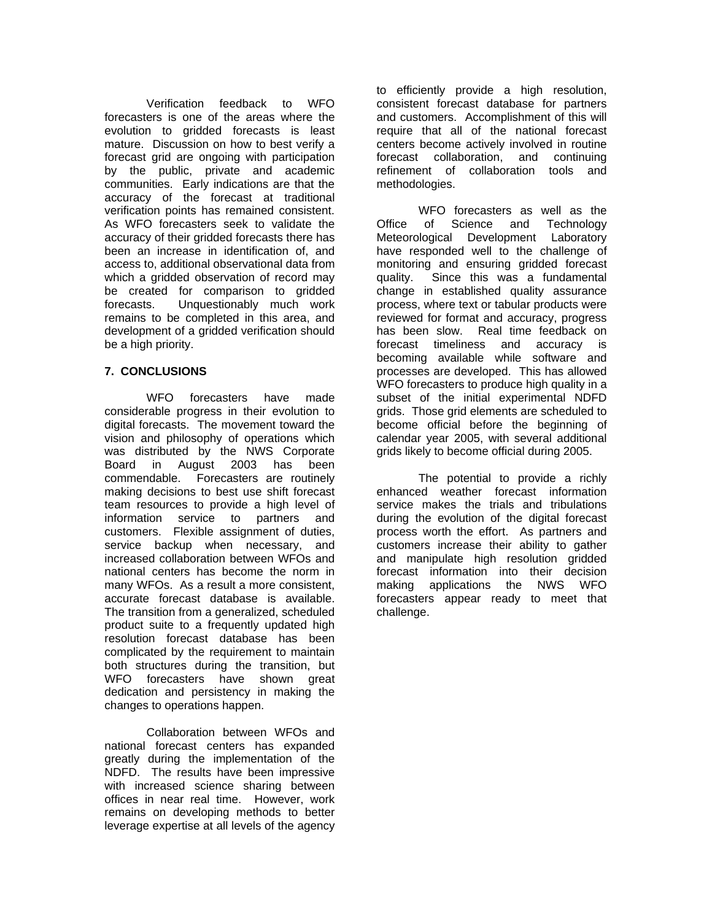Verification feedback to WFO forecasters is one of the areas where the evolution to gridded forecasts is least mature. Discussion on how to best verify a forecast grid are ongoing with participation by the public, private and academic communities. Early indications are that the accuracy of the forecast at traditional verification points has remained consistent. As WFO forecasters seek to validate the accuracy of their gridded forecasts there has been an increase in identification of, and access to, additional observational data from which a gridded observation of record may be created for comparison to gridded forecasts. Unquestionably much work remains to be completed in this area, and development of a gridded verification should be a high priority.

## 7. CONCLUSIONS

WFO forecasters have made considerable progress in their evolution to digital forecasts. The movement toward the vision and philosophy of operations which was distributed by the NWS Corporate Board in August 2003 has been commendable. Forecasters are routinely making decisions to best use shift forecast team resources to provide a high level of information service to partners and customers. Flexible assignment of duties, service backup when necessary, and increased collaboration between WFOs and national centers has become the norm in many WFOs. As a result a more consistent, accurate forecast database is available. The transition from a generalized, scheduled product suite to a frequently updated high resolution forecast database has been complicated by the requirement to maintain both structures during the transition, but WFO forecasters have shown great dedication and persistency in making the changes to operations happen.

Collaboration between WFOs and national forecast centers has expanded greatly during the implementation of the NDFD. The results have been impressive with increased science sharing between offices in near real time. However, work remains on developing methods to better leverage expertise at all levels of the agency to efficiently provide a high resolution, consistent forecast database for partners and customers. Accomplishment of this will require that all of the national forecast centers become actively involved in routine forecast collaboration, and continuing refinement of collaboration tools and methodologies.

WFO forecasters as well as the Office of Science and Technology Meteorological Development Laboratory have responded well to the challenge of monitoring and ensuring gridded forecast quality. Since this was a fundamental change in established quality assurance process, where text or tabular products were reviewed for format and accuracy, progress has been slow. Real time feedback on forecast timeliness and accuracy is becoming available while software and processes are developed. This has allowed WFO forecasters to produce high quality in a subset of the initial experimental NDFD grids. Those grid elements are scheduled to become official before the beginning of calendar year 2005, with several additional grids likely to become official during 2005.

The potential to provide a richly enhanced weather forecast information service makes the trials and tribulations during the evolution of the digital forecast process worth the effort. As partners and customers increase their ability to gather and manipulate high resolution gridded forecast information into their decision making applications the NWS WFO forecasters appear ready to meet that challenge.